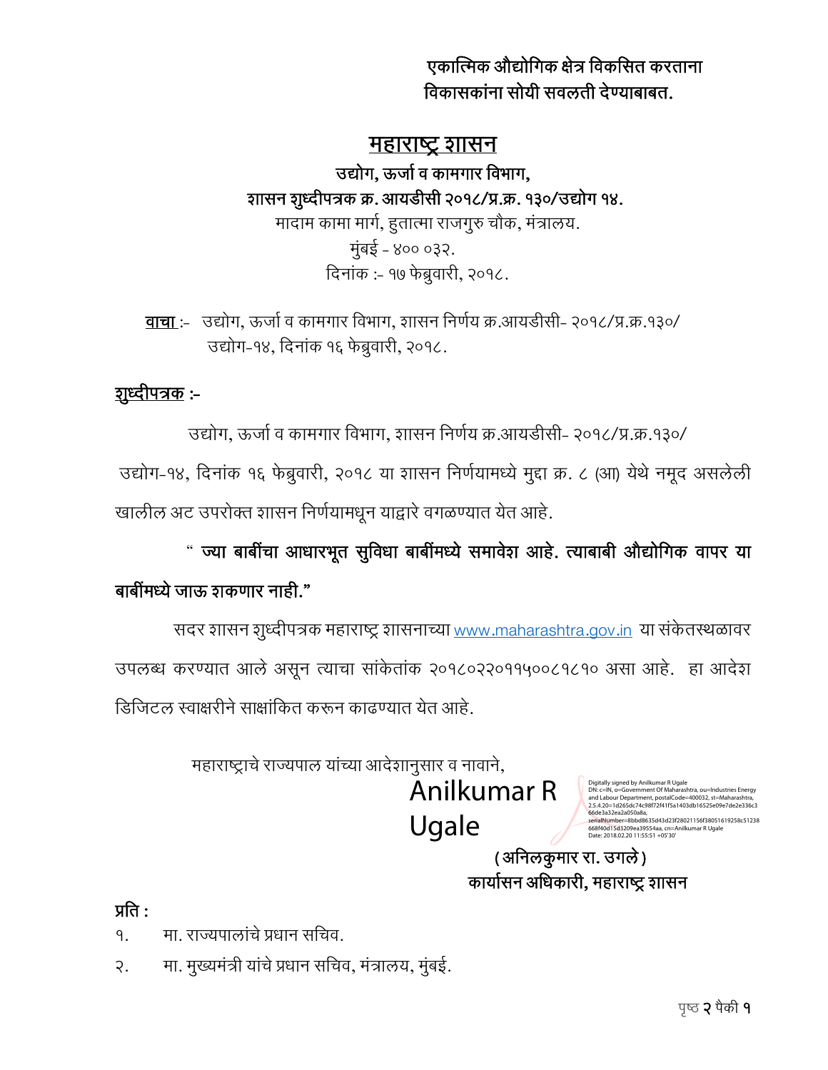**एकात्मिक औद्योगिक क्षेत्र विकसित करताना विकासकांना सोयी सवलती देण्याबाबत.**

# महाराष्ट्र शासन

**उद्योग, ऊर्जा व कामगार विभाग,**
**शासन शुध्दीपत्रक क्र. आयडीसी २०१८/प्र.क्र. १३०/उद्योग १४.**
मादाम कामा मार्ग, हुतात्मा राजगुरु चौक, मंत्रालय.
मुंबई - ४०० ०३२.
दिनांक :- १७ फेब्रुवारी, २०१८.

**वाचा** :- उद्योग, ऊर्जा व कामगार विभाग, शासन निर्णय क्र.आयडीसी- २०१८/प्र.क्र.१३०/ उद्योग-१४, दिनांक १६ फेब्रुवारी, २०१८.

**शुध्दीपत्रक** :-

उद्योग, ऊर्जा व कामगार विभाग, शासन निर्णय क्र.आयडीसी- २०१८/प्र.क्र.१३०/ उद्योग-१४, दिनांक १६ फेब्रुवारी, २०१८ या शासन निर्णयामध्ये मुद्दा क्र. ८ (आ) येथे नमूद असलेली खालील अट उपरोक्त शासन निर्णयामधून याद्वारे वगळण्यात येत आहे.

**" ज्या बाबींचा आधारभूत सुविधा बाबींमध्ये समावेश आहे. त्याबाबी औद्योगिक वापर या बाबींमध्ये जाऊ शकणार नाही."**

सदर शासन शुध्दीपत्रक महाराष्ट्र शासनाच्या www.maharashtra.gov.in या संकेतस्थळावर उपलब्ध करण्यात आले असून त्याचा सांकेतांक २०१८०२२०११५००८१८१० असा आहे. हा आदेश डिजिटल स्वाक्षरीने साक्षांकित करून काढण्यात येत आहे.

महाराष्ट्राचे राज्यपाल यांच्या आदेशानुसार व नावाने,

Anilkumar R Ugale

Digitally signed by Anilkumar R Ugale
DN: c=IN, o=Government Of Maharashtra, ou=Industries Energy and Labour Department, postalCode=400032, st=Maharashtra, 2.5.4.20=1d265dc74c98f72f41f5a1403db16525e09e7de2e336c366de3a32ea2a050a8a, serialNumber=8bbd8635d43d23f28021156f38051619258c51238668f40d15d3209ea39554aa, cn=Anilkumar R Ugale
Date: 2018.02.20 11:55:51 +05'30'

**(अनिलकुमार रा. उगले)**
**कार्यासन अधिकारी, महाराष्ट्र शासन**

**प्रति :**

१. मा. राज्यपालांचे प्रधान सचिव.
२. मा. मुख्यमंत्री यांचे प्रधान सचिव, मंत्रालय, मुंबई.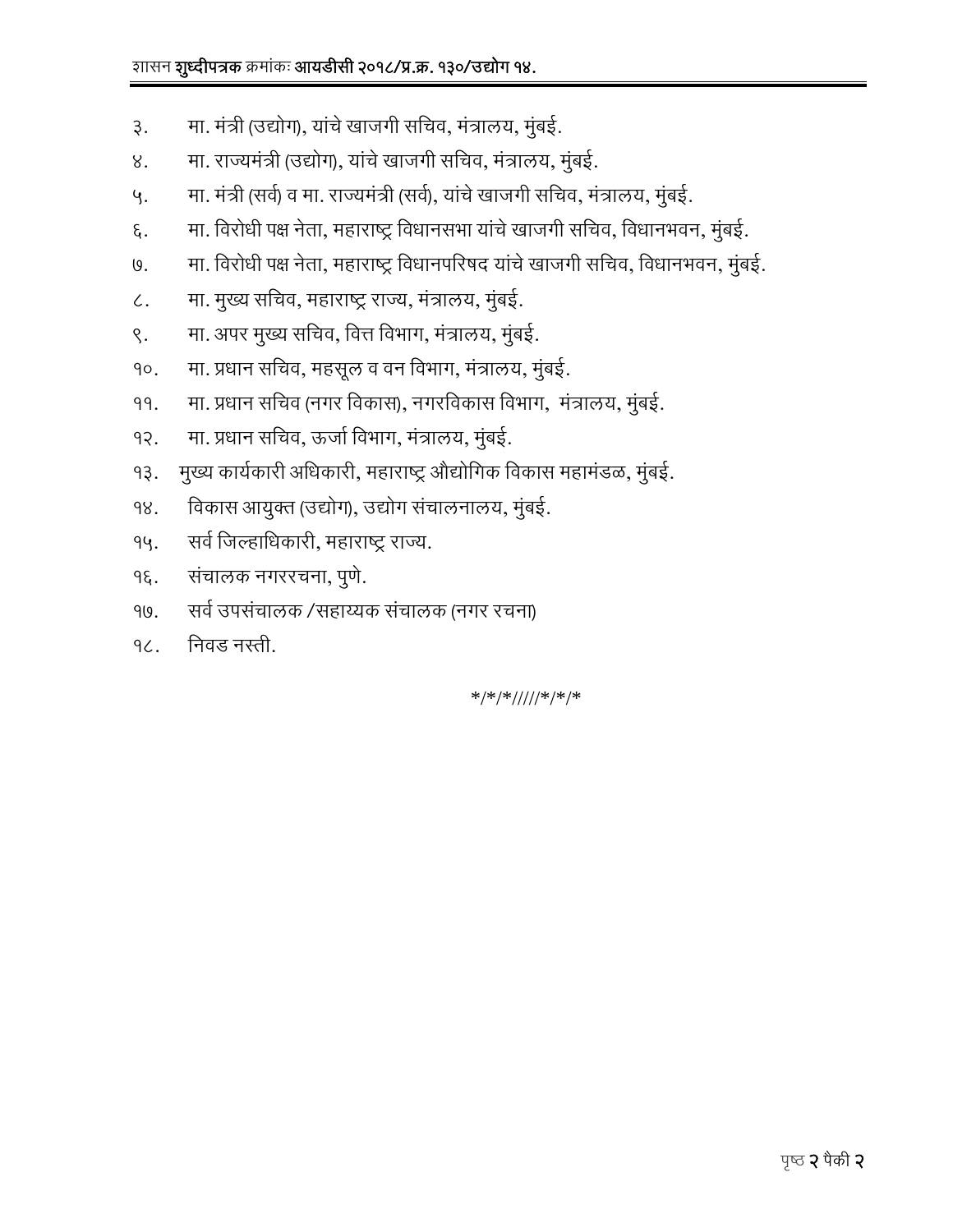३. मा. मंत्री (उद्योग), यांचे खाजगी सचिव, मंत्रालय, मुंबई.

४. मा. राज्यमंत्री (उद्योग), यांचे खाजगी सचिव, मंत्रालय, मुंबई.

५. मा. मंत्री (सर्व) व मा. राज्यमंत्री (सर्व), यांचे खाजगी सचिव, मंत्रालय, मुंबई.

६. मा. विरोधी पक्ष नेता, महाराष्ट्र विधानसभा यांचे खाजगी सचिव, विधानभवन, मुंबई.

७. मा. विरोधी पक्ष नेता, महाराष्ट्र विधानपरिषद यांचे खाजगी सचिव, विधानभवन, मुंबई.

८. मा. मुख्य सचिव, महाराष्ट्र राज्य, मंत्रालय, मुंबई.

९. मा. अपर मुख्य सचिव, वित्त विभाग, मंत्रालय, मुंबई.

१०. मा. प्रधान सचिव, महसूल व वन विभाग, मंत्रालय, मुंबई.

११. मा. प्रधान सचिव (नगर विकास), नगरविकास विभाग, मंत्रालय, मुंबई.

१२. मा. प्रधान सचिव, ऊर्जा विभाग, मंत्रालय, मुंबई.

१३. मुख्य कार्यकारी अधिकारी, महाराष्ट्र औद्योगिक विकास महामंडळ, मुंबई.

१४. विकास आयुक्त (उद्योग), उद्योग संचालनालय, मुंबई.

१५. सर्व जिल्हाधिकारी, महाराष्ट्र राज्य.

१६. संचालक नगररचना, पुणे.

१७. सर्व उपसंचालक /सहाय्यक संचालक (नगर रचना)

१८. निवड नस्ती.

*/*/*/////*/*/*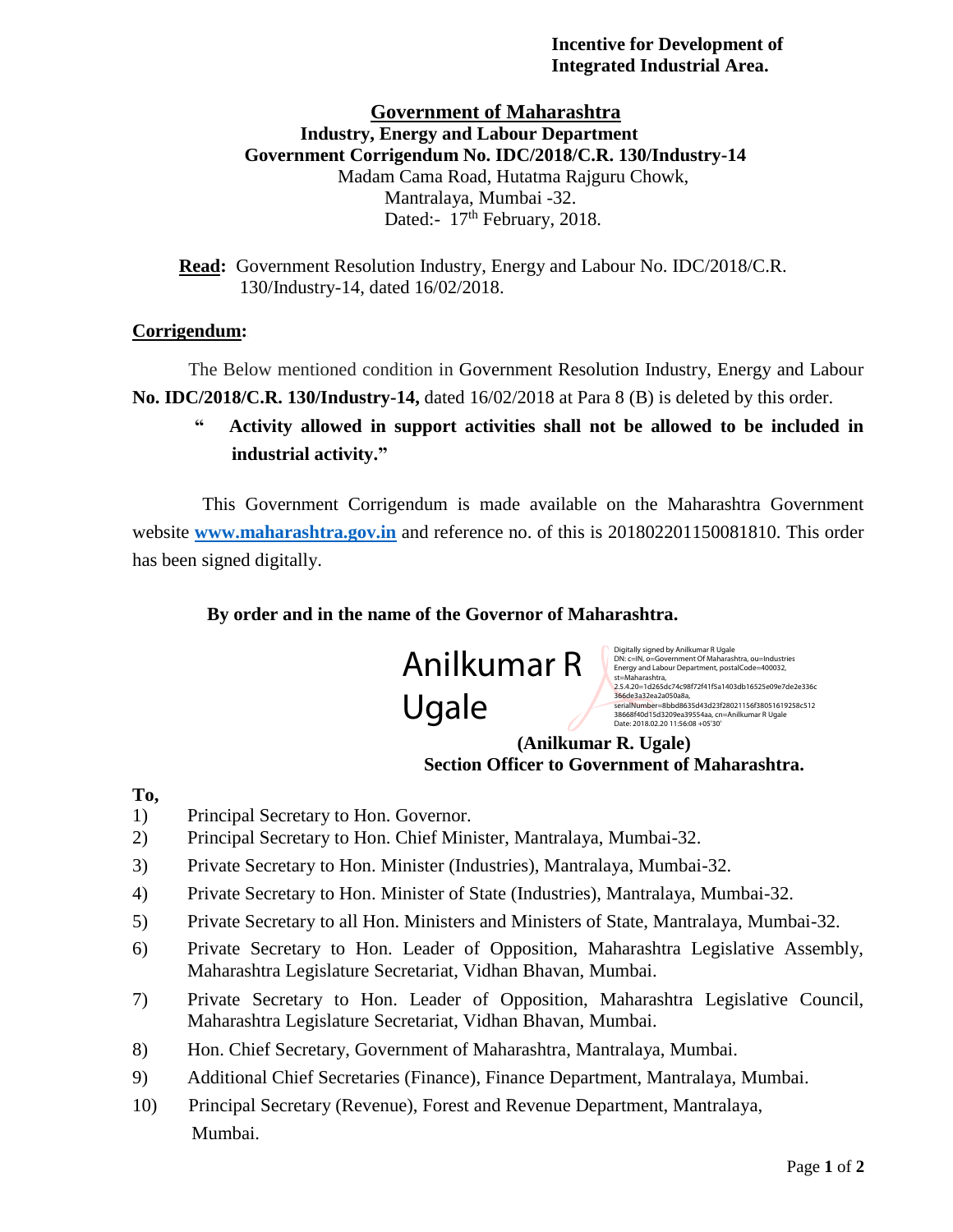**Incentive for Development of Integrated Industrial Area.**

# Government of Maharashtra

**Industry, Energy and Labour Department**

**Government Corrigendum No. IDC/2018/C.R. 130/Industry-14**

Madam Cama Road, Hutatma Rajguru Chowk,
Mantralaya, Mumbai -32.
Dated:- 17th February, 2018.

**Read:** Government Resolution Industry, Energy and Labour No. IDC/2018/C.R. 130/Industry-14, dated 16/02/2018.

**Corrigendum:**

The Below mentioned condition in Government Resolution Industry, Energy and Labour **No. IDC/2018/C.R. 130/Industry-14,** dated 16/02/2018 at Para 8 (B) is deleted by this order.

> **" Activity allowed in support activities shall not be allowed to be included in industrial activity."**

This Government Corrigendum is made available on the Maharashtra Government website [www.maharashtra.gov.in](http://www.maharashtra.gov.in) and reference no. of this is 201802201150081810. This order has been signed digitally.

**By order and in the name of the Governor of Maharashtra.**

Anilkumar R Ugale

Digitally signed by Anilkumar R Ugale
DN: c=IN, o=Government Of Maharashtra, ou=Industries Energy and Labour Department, postalCode=400032, st=Maharashtra, 2.5.4.20=1d265dc74c98f72f41f5a1403db16525e09e7de2e336c366de3a32ea2a050a8a, serialNumber=8bbd8635d43d23f28021156f38051619258c51238668f40d15d3209ea39554aa, cn=Anilkumar R Ugale
Date: 2018.02.20 11:56:08 +05'30'

**(Anilkumar R. Ugale)**
**Section Officer to Government of Maharashtra.**

**To,**

1) Principal Secretary to Hon. Governor.
2) Principal Secretary to Hon. Chief Minister, Mantralaya, Mumbai-32.
3) Private Secretary to Hon. Minister (Industries), Mantralaya, Mumbai-32.
4) Private Secretary to Hon. Minister of State (Industries), Mantralaya, Mumbai-32.
5) Private Secretary to all Hon. Ministers and Ministers of State, Mantralaya, Mumbai-32.
6) Private Secretary to Hon. Leader of Opposition, Maharashtra Legislative Assembly, Maharashtra Legislature Secretariat, Vidhan Bhavan, Mumbai.
7) Private Secretary to Hon. Leader of Opposition, Maharashtra Legislative Council, Maharashtra Legislature Secretariat, Vidhan Bhavan, Mumbai.
8) Hon. Chief Secretary, Government of Maharashtra, Mantralaya, Mumbai.
9) Additional Chief Secretaries (Finance), Finance Department, Mantralaya, Mumbai.
10) Principal Secretary (Revenue), Forest and Revenue Department, Mantralaya, Mumbai.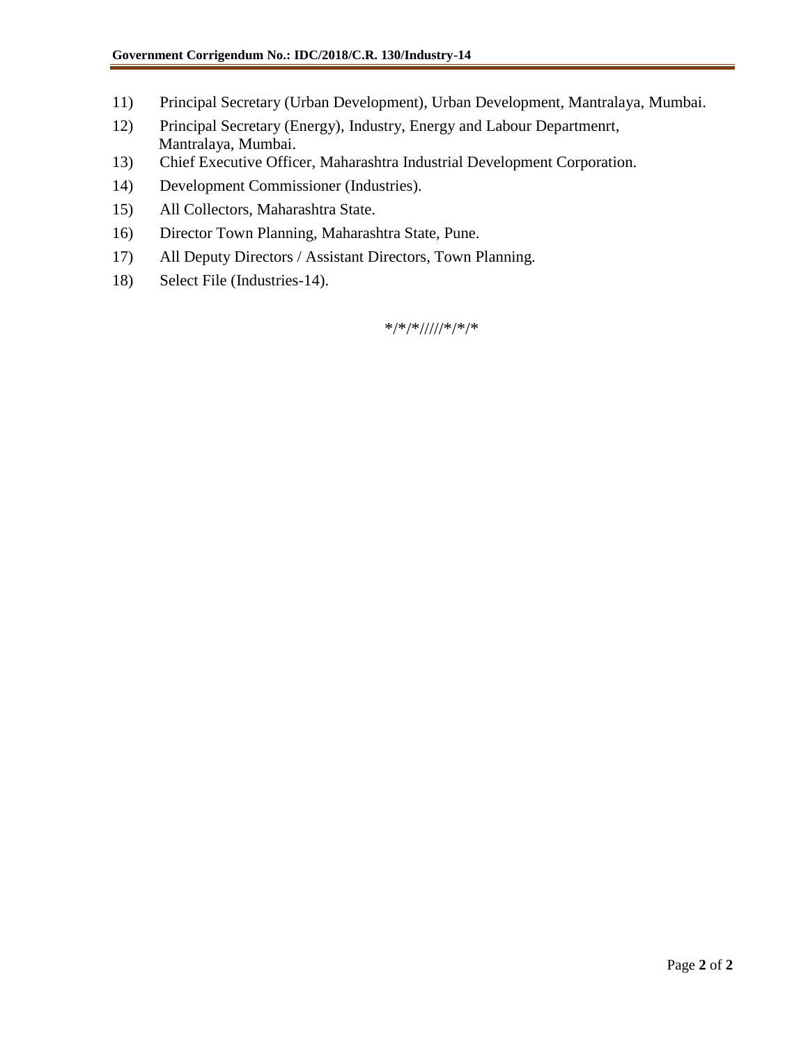11) Principal Secretary (Urban Development), Urban Development, Mantralaya, Mumbai.
12) Principal Secretary (Energy), Industry, Energy and Labour Departmenrt, Mantralaya, Mumbai.
13) Chief Executive Officer, Maharashtra Industrial Development Corporation.
14) Development Commissioner (Industries).
15) All Collectors, Maharashtra State.
16) Director Town Planning, Maharashtra State, Pune.
17) All Deputy Directors / Assistant Directors, Town Planning.
18) Select File (Industries-14).

*/*/*/////*/*/*